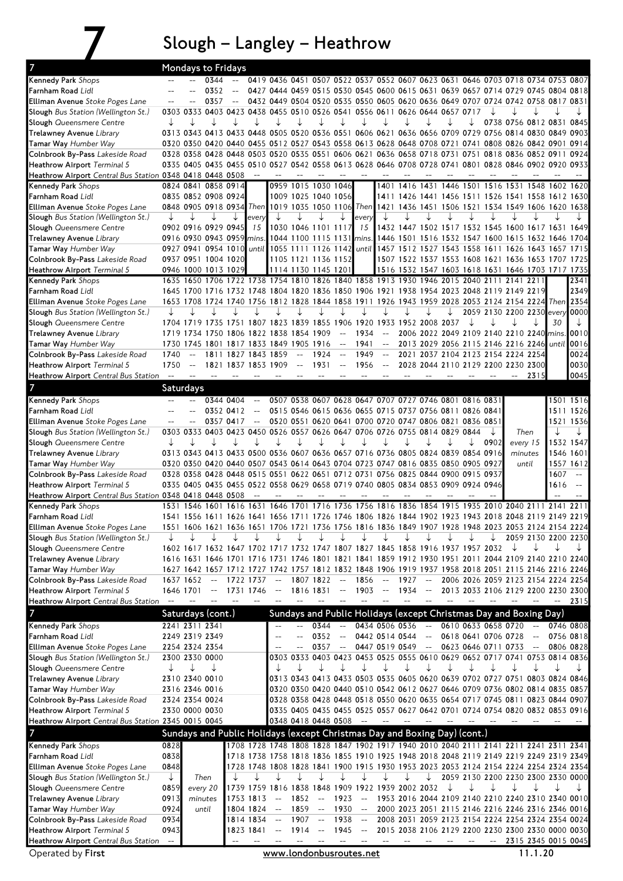# 7 Slough – Langley – Heathrow

## Mondays to Fridays

| Stop | | | | | | | | | | | | | | | | | | | | |
|---|---|---|---|---|---|---|---|---|---|---|---|---|---|---|---|---|---|---|---|---|
| **Kennedy Park** *Shops* | -- | -- | 0344 | -- | 0419 | 0436 | 0451 | 0507 | 0522 | 0537 | 0552 | 0607 | 0623 | 0631 | 0646 | 0703 | 0718 | 0734 | 0753 | 0807 |
| **Farnham Road** *Lidl* | -- | -- | 0352 | -- | 0427 | 0444 | 0459 | 0515 | 0530 | 0545 | 0600 | 0615 | 0631 | 0639 | 0657 | 0714 | 0729 | 0745 | 0804 | 0818 |
| **Elliman Avenue** *Stoke Poges Lane* | -- | -- | 0357 | -- | 0432 | 0449 | 0504 | 0520 | 0535 | 0550 | 0605 | 0620 | 0636 | 0649 | 0707 | 0724 | 0742 | 0758 | 0817 | 0831 |
| **Slough** *Bus Station (Wellington St.)* | 0303 | 0333 | 0403 | 0423 | 0438 | 0455 | 0510 | 0526 | 0541 | 0556 | 0611 | 0626 | 0644 | 0657 | 0717 | ↓ | ↓ | ↓ | ↓ | ↓ |
| **Slough** *Queensmere Centre* | ↓ | ↓ | ↓ | ↓ | ↓ | ↓ | ↓ | ↓ | ↓ | ↓ | ↓ | ↓ | ↓ | ↓ | ↓ | 0738 | 0756 | 0812 | 0831 | 0845 |
| **Trelawney Avenue** *Library* | 0313 | 0343 | 0413 | 0433 | 0448 | 0505 | 0520 | 0536 | 0551 | 0606 | 0621 | 0636 | 0656 | 0709 | 0729 | 0756 | 0814 | 0830 | 0849 | 0903 |
| **Tamar Way** *Humber Way* | 0320 | 0350 | 0420 | 0440 | 0455 | 0512 | 0527 | 0543 | 0558 | 0613 | 0628 | 0648 | 0708 | 0721 | 0741 | 0808 | 0826 | 0842 | 0901 | 0914 |
| **Colnbrook By-Pass** *Lakeside Road* | 0328 | 0358 | 0428 | 0448 | 0503 | 0520 | 0535 | 0551 | 0606 | 0621 | 0636 | 0658 | 0718 | 0731 | 0751 | 0818 | 0836 | 0852 | 0911 | 0924 |
| **Heathrow Airport** *Terminal 5* | 0335 | 0405 | 0435 | 0455 | 0510 | 0527 | 0542 | 0558 | 0613 | 0628 | 0646 | 0708 | 0728 | 0741 | 0801 | 0828 | 0846 | 0902 | 0920 | 0933 |
| **Heathrow Airport** *Central Bus Station* | 0348 | 0418 | 0448 | 0508 | -- | -- | -- | -- | -- | -- | -- | -- | -- | -- | -- | -- | -- | -- | -- | -- |

| Stop | | | | | | | | | | | | | | | | | | | | |
|---|---|---|---|---|---|---|---|---|---|---|---|---|---|---|---|---|---|---|---|---|
| **Kennedy Park** *Shops* | 0824 | 0841 | 0858 | 0914 | | 0959 | 1015 | 1030 | 1046 | | 1401 | 1416 | 1431 | 1446 | 1501 | 1516 | 1531 | 1548 | 1602 | 1620 |
| **Farnham Road** *Lidl* | 0835 | 0852 | 0908 | 0924 | | 1009 | 1025 | 1040 | 1056 | | 1411 | 1426 | 1441 | 1456 | 1511 | 1526 | 1541 | 1558 | 1612 | 1630 |
| **Elliman Avenue** *Stoke Poges Lane* | 0848 | 0905 | 0918 | 0934 | Then | 1019 | 1035 | 1050 | 1106 | Then | 1421 | 1436 | 1451 | 1506 | 1521 | 1534 | 1549 | 1606 | 1620 | 1638 |
| **Slough** *Bus Station (Wellington St.)* | ↓ | ↓ | ↓ | ↓ | every | ↓ | ↓ | ↓ | ↓ | every | ↓ | ↓ | ↓ | ↓ | ↓ | ↓ | ↓ | ↓ | ↓ | ↓ |
| **Slough** *Queensmere Centre* | 0902 | 0916 | 0929 | 0945 | 15 | 1030 | 1046 | 1101 | 1117 | 15 | 1432 | 1447 | 1502 | 1517 | 1532 | 1545 | 1600 | 1617 | 1631 | 1649 |
| **Trelawney Avenue** *Library* | 0916 | 0930 | 0943 | 0959 | mins. | 1044 | 1100 | 1115 | 1131 | mins. | 1446 | 1501 | 1516 | 1532 | 1547 | 1600 | 1615 | 1632 | 1646 | 1704 |
| **Tamar Way** *Humber Way* | 0927 | 0941 | 0954 | 1010 | until | 1055 | 1111 | 1126 | 1142 | until | 1457 | 1512 | 1527 | 1543 | 1558 | 1611 | 1626 | 1643 | 1657 | 1715 |
| **Colnbrook By-Pass** *Lakeside Road* | 0937 | 0951 | 1004 | 1020 | | 1105 | 1121 | 1136 | 1152 | | 1507 | 1522 | 1537 | 1553 | 1608 | 1621 | 1636 | 1653 | 1707 | 1725 |
| **Heathrow Airport** *Terminal 5* | 0946 | 1000 | 1013 | 1029 | | 1114 | 1130 | 1145 | 1201 | | 1516 | 1532 | 1547 | 1603 | 1618 | 1631 | 1646 | 1703 | 1717 | 1735 |

| Stop | | | | | | | | | | | | | | | | | | | | |
|---|---|---|---|---|---|---|---|---|---|---|---|---|---|---|---|---|---|---|---|---|
| **Kennedy Park** *Shops* | 1635 | 1650 | 1706 | 1722 | 1738 | 1754 | 1810 | 1826 | 1840 | 1858 | 1913 | 1930 | 1946 | 2015 | 2040 | 2111 | 2141 | 2211 | | 2341 |
| **Farnham Road** *Lidl* | 1645 | 1700 | 1716 | 1732 | 1748 | 1804 | 1820 | 1836 | 1850 | 1906 | 1921 | 1938 | 1954 | 2023 | 2048 | 2119 | 2149 | 2219 | | 2349 |
| **Elliman Avenue** *Stoke Poges Lane* | 1653 | 1708 | 1724 | 1740 | 1756 | 1812 | 1828 | 1844 | 1858 | 1911 | 1926 | 1943 | 1959 | 2028 | 2053 | 2124 | 2154 | 2224 | Then | 2354 |
| **Slough** *Bus Station (Wellington St.)* | ↓ | ↓ | ↓ | ↓ | ↓ | ↓ | ↓ | ↓ | ↓ | ↓ | ↓ | ↓ | ↓ | ↓ | 2059 | 2130 | 2200 | 2230 | every | 0000 |
| **Slough** *Queensmere Centre* | 1704 | 1719 | 1735 | 1751 | 1807 | 1823 | 1839 | 1855 | 1906 | 1920 | 1933 | 1952 | 2008 | 2037 | ↓ | ↓ | ↓ | ↓ | 30 | ↓ |
| **Trelawney Avenue** *Library* | 1719 | 1734 | 1750 | 1806 | 1822 | 1838 | 1854 | 1909 | -- | 1934 | -- | 2006 | 2022 | 2049 | 2109 | 2140 | 2210 | 2240 | mins. | 0010 |
| **Tamar Way** *Humber Way* | 1730 | 1745 | 1801 | 1817 | 1833 | 1849 | 1905 | 1916 | -- | 1941 | -- | 2013 | 2029 | 2056 | 2115 | 2146 | 2216 | 2246 | until | 0016 |
| **Colnbrook By-Pass** *Lakeside Road* | 1740 | -- | 1811 | 1827 | 1843 | 1859 | -- | 1924 | -- | 1949 | -- | 2021 | 2037 | 2104 | 2123 | 2154 | 2224 | 2254 | | 0024 |
| **Heathrow Airport** *Terminal 5* | 1750 | -- | 1821 | 1837 | 1853 | 1909 | -- | 1931 | -- | 1956 | -- | 2028 | 2044 | 2110 | 2129 | 2200 | 2230 | 2300 | | 0030 |
| **Heathrow Airport** *Central Bus Station* | -- | -- | -- | -- | -- | -- | -- | -- | -- | -- | -- | -- | -- | -- | -- | -- | -- | 2315 | | 0045 |

## Saturdays

| Stop | | | | | | | | | | | | | | | | | | | |
|---|---|---|---|---|---|---|---|---|---|---|---|---|---|---|---|---|---|---|---|
| **Kennedy Park** *Shops* | -- | -- | 0344 | 0404 | -- | 0507 | 0538 | 0607 | 0628 | 0647 | 0707 | 0727 | 0746 | 0801 | 0816 | 0831 | | 1501 | 1516 |
| **Farnham Road** *Lidl* | -- | -- | 0352 | 0412 | -- | 0515 | 0546 | 0615 | 0636 | 0655 | 0715 | 0737 | 0756 | 0811 | 0826 | 0841 | | 1511 | 1526 |
| **Elliman Avenue** *Stoke Poges Lane* | -- | -- | 0357 | 0417 | -- | 0520 | 0551 | 0620 | 0641 | 0700 | 0720 | 0747 | 0806 | 0821 | 0836 | 0851 | Then | 1521 | 1536 |
| **Slough** *Bus Station (Wellington St.)* | 0303 | 0333 | 0403 | 0423 | 0450 | 0526 | 0557 | 0626 | 0647 | 0706 | 0726 | 0755 | 0814 | 0829 | 0844 | ↓ | every 15 | ↓ | ↓ |
| **Slough** *Queensmere Centre* | ↓ | ↓ | ↓ | ↓ | ↓ | ↓ | ↓ | ↓ | ↓ | ↓ | ↓ | ↓ | ↓ | ↓ | ↓ | 0902 | minutes | 1532 | 1547 |
| **Trelawney Avenue** *Library* | 0313 | 0343 | 0413 | 0433 | 0500 | 0536 | 0607 | 0636 | 0657 | 0716 | 0736 | 0805 | 0824 | 0839 | 0854 | 0916 | until | 1546 | 1601 |
| **Tamar Way** *Humber Way* | 0320 | 0350 | 0420 | 0440 | 0507 | 0543 | 0614 | 0643 | 0704 | 0723 | 0747 | 0816 | 0835 | 0850 | 0905 | 0927 | | 1557 | 1612 |
| **Colnbrook By-Pass** *Lakeside Road* | 0328 | 0358 | 0428 | 0448 | 0515 | 0551 | 0622 | 0651 | 0712 | 0731 | 0756 | 0825 | 0844 | 0900 | 0915 | 0937 | | 1607 | -- |
| **Heathrow Airport** *Terminal 5* | 0335 | 0405 | 0435 | 0455 | 0522 | 0558 | 0629 | 0658 | 0719 | 0740 | 0805 | 0834 | 0853 | 0909 | 0924 | 0946 | | 1616 | -- |
| **Heathrow Airport** *Central Bus Station* | 0348 | 0418 | 0448 | 0508 | -- | -- | -- | -- | -- | -- | -- | -- | -- | -- | -- | -- | | -- | -- |

| Stop | | | | | | | | | | | | | | | | | | | | |
|---|---|---|---|---|---|---|---|---|---|---|---|---|---|---|---|---|---|---|---|---|
| **Kennedy Park** *Shops* | 1531 | 1546 | 1601 | 1616 | 1631 | 1646 | 1701 | 1716 | 1736 | 1756 | 1816 | 1836 | 1854 | 1915 | 1935 | 2010 | 2040 | 2111 | 2141 | 2211 |
| **Farnham Road** *Lidl* | 1541 | 1556 | 1611 | 1626 | 1641 | 1656 | 1711 | 1726 | 1746 | 1806 | 1826 | 1844 | 1902 | 1923 | 1943 | 2018 | 2048 | 2119 | 2149 | 2219 |
| **Elliman Avenue** *Stoke Poges Lane* | 1551 | 1606 | 1621 | 1636 | 1651 | 1706 | 1721 | 1736 | 1756 | 1816 | 1836 | 1849 | 1907 | 1928 | 1948 | 2023 | 2053 | 2124 | 2154 | 2224 |
| **Slough** *Bus Station (Wellington St.)* | ↓ | ↓ | ↓ | ↓ | ↓ | ↓ | ↓ | ↓ | ↓ | ↓ | ↓ | ↓ | ↓ | ↓ | ↓ | ↓ | 2059 | 2130 | 2200 | 2230 |
| **Slough** *Queensmere Centre* | 1602 | 1617 | 1632 | 1647 | 1702 | 1717 | 1732 | 1747 | 1807 | 1827 | 1845 | 1858 | 1916 | 1937 | 1957 | 2032 | ↓ | ↓ | ↓ | ↓ |
| **Trelawney Avenue** *Library* | 1616 | 1631 | 1646 | 1701 | 1716 | 1731 | 1746 | 1801 | 1821 | 1841 | 1859 | 1912 | 1930 | 1951 | 2011 | 2044 | 2109 | 2140 | 2210 | 2240 |
| **Tamar Way** *Humber Way* | 1627 | 1642 | 1657 | 1712 | 1727 | 1742 | 1757 | 1812 | 1832 | 1848 | 1906 | 1919 | 1937 | 1958 | 2018 | 2051 | 2115 | 2146 | 2216 | 2246 |
| **Colnbrook By-Pass** *Lakeside Road* | 1637 | 1652 | -- | 1722 | 1737 | -- | 1807 | 1822 | -- | 1856 | -- | 1927 | -- | 2006 | 2026 | 2059 | 2123 | 2154 | 2224 | 2254 |
| **Heathrow Airport** *Terminal 5* | 1646 | 1701 | -- | 1731 | 1746 | -- | 1816 | 1831 | -- | 1903 | -- | 1934 | -- | 2013 | 2033 | 2106 | 2129 | 2200 | 2230 | 2300 |
| **Heathrow Airport** *Central Bus Station* | -- | -- | -- | -- | -- | -- | -- | -- | -- | -- | -- | -- | -- | -- | -- | -- | -- | -- | -- | 2315 |

## Saturdays (cont.)

| Stop | | | |
|---|---|---|---|
| **Kennedy Park** *Shops* | 2241 | 2311 | 2341 |
| **Farnham Road** *Lidl* | 2249 | 2319 | 2349 |
| **Elliman Avenue** *Stoke Poges Lane* | 2254 | 2324 | 2354 |
| **Slough** *Bus Station (Wellington St.)* | 2300 | 2330 | 0000 |
| **Slough** *Queensmere Centre* | ↓ | ↓ | ↓ |
| **Trelawney Avenue** *Library* | 2310 | 2340 | 0010 |
| **Tamar Way** *Humber Way* | 2316 | 2346 | 0016 |
| **Colnbrook By-Pass** *Lakeside Road* | 2324 | 2354 | 0024 |
| **Heathrow Airport** *Terminal 5* | 2330 | 0000 | 0030 |
| **Heathrow Airport** *Central Bus Station* | 2345 | 0015 | 0045 |

## Sundays and Public Holidays (except Christmas Day and Boxing Day)

| Stop | | | | | | | | | | | | | | | |
|---|---|---|---|---|---|---|---|---|---|---|---|---|---|---|---|
| **Kennedy Park** *Shops* | -- | -- | 0344 | -- | 0434 | 0506 | 0536 | -- | 0610 | 0633 | 0658 | 0720 | -- | 0746 | 0808 |
| **Farnham Road** *Lidl* | -- | -- | 0352 | -- | 0442 | 0514 | 0544 | -- | 0618 | 0641 | 0706 | 0728 | -- | 0756 | 0818 |
| **Elliman Avenue** *Stoke Poges Lane* | -- | -- | 0357 | -- | 0447 | 0519 | 0549 | -- | 0623 | 0646 | 0711 | 0733 | -- | 0806 | 0828 |
| **Slough** *Bus Station (Wellington St.)* | 0303 | 0333 | 0403 | 0423 | 0453 | 0525 | 0555 | 0610 | 0629 | 0652 | 0717 | 0741 | 0753 | 0814 | 0836 |
| **Slough** *Queensmere Centre* | ↓ | ↓ | ↓ | ↓ | ↓ | ↓ | ↓ | ↓ | ↓ | ↓ | ↓ | ↓ | ↓ | ↓ | ↓ |
| **Trelawney Avenue** *Library* | 0313 | 0343 | 0413 | 0433 | 0503 | 0535 | 0605 | 0620 | 0639 | 0702 | 0727 | 0751 | 0803 | 0824 | 0846 |
| **Tamar Way** *Humber Way* | 0320 | 0350 | 0420 | 0440 | 0510 | 0542 | 0612 | 0627 | 0646 | 0709 | 0736 | 0802 | 0814 | 0835 | 0857 |
| **Colnbrook By-Pass** *Lakeside Road* | 0328 | 0358 | 0428 | 0448 | 0518 | 0550 | 0620 | 0635 | 0654 | 0717 | 0745 | 0811 | 0823 | 0844 | 0907 |
| **Heathrow Airport** *Terminal 5* | 0335 | 0405 | 0435 | 0455 | 0525 | 0557 | 0627 | 0642 | 0701 | 0724 | 0754 | 0820 | 0832 | 0853 | 0916 |
| **Heathrow Airport** *Central Bus Station* | 0348 | 0418 | 0448 | 0508 | -- | -- | -- | -- | -- | -- | -- | -- | -- | -- | -- |

## Sundays and Public Holidays (except Christmas Day and Boxing Day) (cont.)

| Stop | | | | | | | | | | | | | | | | | | | |
|---|---|---|---|---|---|---|---|---|---|---|---|---|---|---|---|---|---|---|---|
| **Kennedy Park** *Shops* | 0828 | | 1708 | 1728 | 1748 | 1808 | 1828 | 1847 | 1902 | 1917 | 1940 | 2010 | 2040 | 2111 | 2141 | 2211 | 2241 | 2311 | 2341 |
| **Farnham Road** *Lidl* | 0838 | | 1718 | 1738 | 1758 | 1818 | 1836 | 1855 | 1910 | 1925 | 1948 | 2018 | 2048 | 2119 | 2149 | 2219 | 2249 | 2319 | 2349 |
| **Elliman Avenue** *Stoke Poges Lane* | 0848 | | 1728 | 1748 | 1808 | 1828 | 1841 | 1900 | 1915 | 1930 | 1953 | 2023 | 2053 | 2124 | 2154 | 2224 | 2254 | 2324 | 2354 |
| **Slough** *Bus Station (Wellington St.)* | ↓ | Then | ↓ | ↓ | ↓ | ↓ | ↓ | ↓ | ↓ | ↓ | ↓ | ↓ | 2059 | 2130 | 2200 | 2230 | 2300 | 2330 | 0000 |
| **Slough** *Queensmere Centre* | 0859 | every 20 | 1739 | 1759 | 1816 | 1838 | 1848 | 1909 | 1922 | 1939 | 2002 | 2032 | ↓ | ↓ | ↓ | ↓ | ↓ | ↓ | ↓ |
| **Trelawney Avenue** *Library* | 0913 | minutes | 1753 | 1813 | -- | 1852 | -- | 1923 | -- | 1953 | 2016 | 2044 | 2109 | 2140 | 2210 | 2240 | 2310 | 2340 | 0010 |
| **Tamar Way** *Humber Way* | 0924 | until | 1804 | 1824 | -- | 1859 | -- | 1930 | -- | 2000 | 2023 | 2051 | 2115 | 2146 | 2216 | 2246 | 2316 | 2346 | 0016 |
| **Colnbrook By-Pass** *Lakeside Road* | 0934 | | 1814 | 1834 | -- | 1907 | -- | 1938 | -- | 2008 | 2031 | 2059 | 2123 | 2154 | 2224 | 2254 | 2324 | 2354 | 0024 |
| **Heathrow Airport** *Terminal 5* | 0943 | | 1823 | 1841 | -- | 1914 | -- | 1945 | -- | 2015 | 2038 | 2106 | 2129 | 2200 | 2230 | 2300 | 2330 | 0000 | 0030 |
| **Heathrow Airport** *Central Bus Station* | -- | | -- | -- | -- | -- | -- | -- | -- | -- | -- | -- | -- | -- | -- | 2315 | 2345 | 0015 | 0045 |

Operated by **First** www.londonbusroutes.net 11.1.20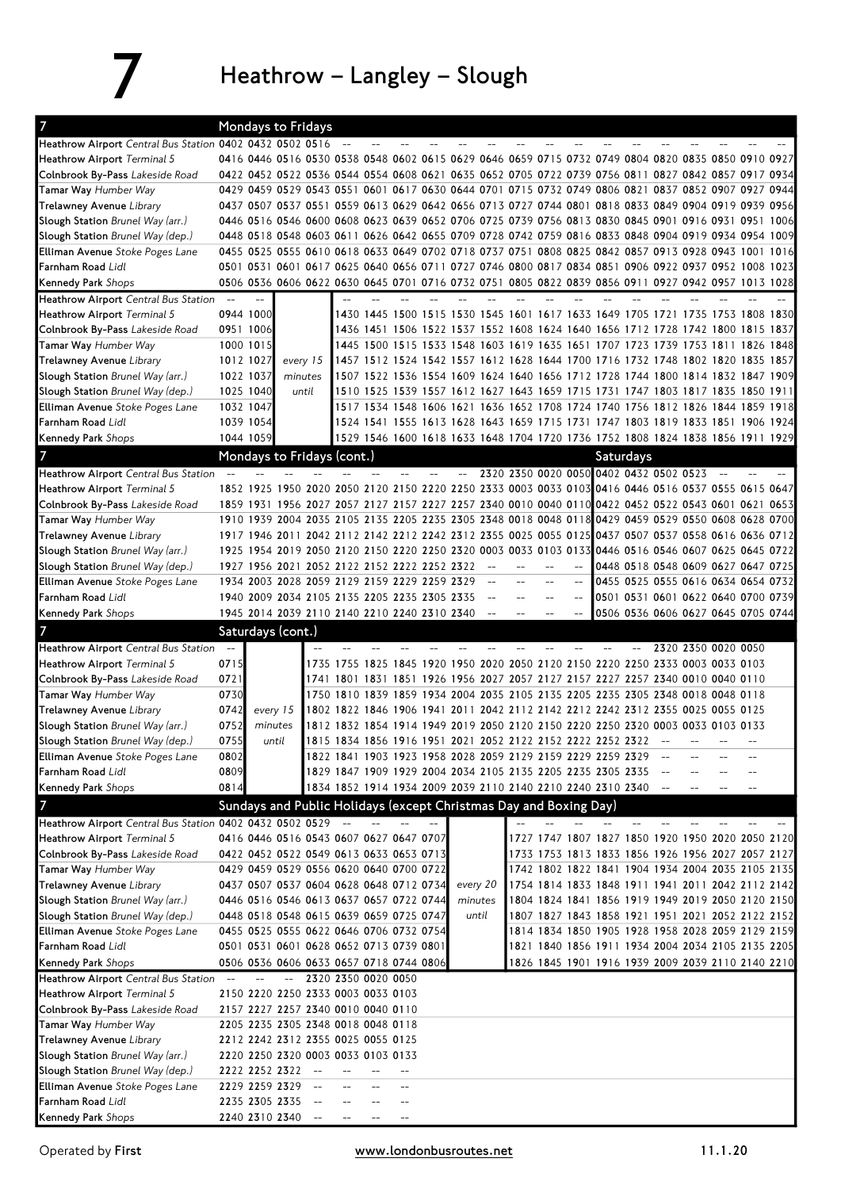# 7 Heathrow – Langley – Slough

## Mondays to Fridays

| Stop | | | | | | | | | | | | | | | | | | | | |
|---|---|---|---|---|---|---|---|---|---|---|---|---|---|---|---|---|---|---|---|---|
| **Heathrow Airport** *Central Bus Station* | 0402 | 0432 | 0502 | 0516 | -- | -- | -- | -- | -- | -- | -- | -- | -- | -- | -- | -- | -- | -- | -- | -- |
| **Heathrow Airport** *Terminal 5* | 0416 | 0446 | 0516 | 0530 | 0538 | 0548 | 0602 | 0615 | 0629 | 0646 | 0659 | 0715 | 0732 | 0749 | 0804 | 0820 | 0835 | 0850 | 0910 | 0927 |
| **Colnbrook By-Pass** *Lakeside Road* | 0422 | 0452 | 0522 | 0536 | 0544 | 0554 | 0608 | 0621 | 0635 | 0652 | 0705 | 0722 | 0739 | 0756 | 0811 | 0827 | 0842 | 0857 | 0917 | 0934 |
| **Tamar Way** *Humber Way* | 0429 | 0459 | 0529 | 0543 | 0551 | 0601 | 0617 | 0630 | 0644 | 0701 | 0715 | 0732 | 0749 | 0806 | 0821 | 0837 | 0852 | 0907 | 0927 | 0944 |
| **Trelawney Avenue** *Library* | 0437 | 0507 | 0537 | 0551 | 0559 | 0613 | 0629 | 0642 | 0656 | 0713 | 0727 | 0744 | 0801 | 0818 | 0833 | 0849 | 0904 | 0919 | 0939 | 0956 |
| **Slough Station** *Brunel Way (arr.)* | 0446 | 0516 | 0546 | 0600 | 0608 | 0623 | 0639 | 0652 | 0706 | 0725 | 0739 | 0756 | 0813 | 0830 | 0845 | 0901 | 0916 | 0931 | 0951 | 1006 |
| **Slough Station** *Brunel Way (dep.)* | 0448 | 0518 | 0548 | 0603 | 0611 | 0626 | 0642 | 0655 | 0709 | 0728 | 0742 | 0759 | 0816 | 0833 | 0848 | 0904 | 0919 | 0934 | 0954 | 1009 |
| **Elliman Avenue** *Stoke Poges Lane* | 0455 | 0525 | 0555 | 0610 | 0618 | 0633 | 0649 | 0702 | 0718 | 0737 | 0751 | 0808 | 0825 | 0842 | 0857 | 0913 | 0928 | 0943 | 1001 | 1016 |
| **Farnham Road** *Lidl* | 0501 | 0531 | 0601 | 0617 | 0625 | 0640 | 0656 | 0711 | 0727 | 0746 | 0800 | 0817 | 0834 | 0851 | 0906 | 0922 | 0937 | 0952 | 1008 | 1023 |
| **Kennedy Park** *Shops* | 0506 | 0536 | 0606 | 0622 | 0630 | 0645 | 0701 | 0716 | 0732 | 0751 | 0805 | 0822 | 0839 | 0856 | 0911 | 0927 | 0942 | 0957 | 1013 | 1028 |

| Stop | | | | | | | | | | | | | | | | | | | |
|---|---|---|---|---|---|---|---|---|---|---|---|---|---|---|---|---|---|---|---|
| **Heathrow Airport** *Central Bus Station* | -- | -- | | -- | -- | -- | -- | -- | -- | -- | -- | -- | -- | -- | -- | -- | -- | -- | -- |
| **Heathrow Airport** *Terminal 5* | 0944 | 1000 | | 1430 | 1445 | 1500 | 1515 | 1530 | 1545 | 1601 | 1617 | 1633 | 1649 | 1705 | 1721 | 1735 | 1753 | 1808 | 1830 |
| **Colnbrook By-Pass** *Lakeside Road* | 0951 | 1006 | | 1436 | 1451 | 1506 | 1522 | 1537 | 1552 | 1608 | 1624 | 1640 | 1656 | 1712 | 1728 | 1742 | 1800 | 1815 | 1837 |
| **Tamar Way** *Humber Way* | 1000 | 1015 | | 1445 | 1500 | 1515 | 1533 | 1548 | 1603 | 1619 | 1635 | 1651 | 1707 | 1723 | 1739 | 1753 | 1811 | 1826 | 1848 |
| **Trelawney Avenue** *Library* | 1012 | 1027 | every 15 | 1457 | 1512 | 1524 | 1542 | 1557 | 1612 | 1628 | 1644 | 1700 | 1716 | 1732 | 1748 | 1802 | 1820 | 1835 | 1857 |
| **Slough Station** *Brunel Way (arr.)* | 1022 | 1037 | minutes | 1507 | 1522 | 1536 | 1554 | 1609 | 1624 | 1640 | 1656 | 1712 | 1728 | 1744 | 1800 | 1814 | 1832 | 1847 | 1909 |
| **Slough Station** *Brunel Way (dep.)* | 1025 | 1040 | until | 1510 | 1525 | 1539 | 1557 | 1612 | 1627 | 1643 | 1659 | 1715 | 1731 | 1747 | 1803 | 1817 | 1835 | 1850 | 1911 |
| **Elliman Avenue** *Stoke Poges Lane* | 1032 | 1047 | | 1517 | 1534 | 1548 | 1606 | 1621 | 1636 | 1652 | 1708 | 1724 | 1740 | 1756 | 1812 | 1826 | 1844 | 1859 | 1918 |
| **Farnham Road** *Lidl* | 1039 | 1054 | | 1524 | 1541 | 1555 | 1613 | 1628 | 1643 | 1659 | 1715 | 1731 | 1747 | 1803 | 1819 | 1833 | 1851 | 1906 | 1924 |
| **Kennedy Park** *Shops* | 1044 | 1059 | | 1529 | 1546 | 1600 | 1618 | 1633 | 1648 | 1704 | 1720 | 1736 | 1752 | 1808 | 1824 | 1838 | 1856 | 1911 | 1929 |

## Mondays to Fridays (cont.) / Saturdays

| Stop | Mon–Fri (cont.) | | | | | | | | | | | | | Saturdays | | | | | | |
|---|---|---|---|---|---|---|---|---|---|---|---|---|---|---|---|---|---|---|---|---|
| **Heathrow Airport** *Central Bus Station* | -- | -- | -- | -- | -- | -- | -- | -- | -- | 2320 | 2350 | 0020 | 0050 | 0402 | 0432 | 0502 | 0523 | -- | -- | -- |
| **Heathrow Airport** *Terminal 5* | 1852 | 1925 | 1950 | 2020 | 2050 | 2120 | 2150 | 2220 | 2250 | 2333 | 0003 | 0033 | 0103 | 0416 | 0446 | 0516 | 0537 | 0555 | 0615 | 0647 |
| **Colnbrook By-Pass** *Lakeside Road* | 1859 | 1931 | 1956 | 2027 | 2057 | 2127 | 2157 | 2227 | 2257 | 2340 | 0010 | 0040 | 0110 | 0422 | 0452 | 0522 | 0543 | 0601 | 0621 | 0653 |
| **Tamar Way** *Humber Way* | 1910 | 1939 | 2004 | 2035 | 2105 | 2135 | 2205 | 2235 | 2305 | 2348 | 0018 | 0048 | 0118 | 0429 | 0459 | 0529 | 0550 | 0608 | 0628 | 0700 |
| **Trelawney Avenue** *Library* | 1917 | 1946 | 2011 | 2042 | 2112 | 2142 | 2212 | 2242 | 2312 | 2355 | 0025 | 0055 | 0125 | 0437 | 0507 | 0537 | 0558 | 0616 | 0636 | 0712 |
| **Slough Station** *Brunel Way (arr.)* | 1925 | 1954 | 2019 | 2050 | 2120 | 2150 | 2220 | 2250 | 2320 | 0003 | 0033 | 0103 | 0133 | 0446 | 0516 | 0546 | 0607 | 0625 | 0645 | 0722 |
| **Slough Station** *Brunel Way (dep.)* | 1927 | 1956 | 2021 | 2052 | 2122 | 2152 | 2222 | 2252 | 2322 | -- | -- | -- | -- | 0448 | 0518 | 0548 | 0609 | 0627 | 0647 | 0725 |
| **Elliman Avenue** *Stoke Poges Lane* | 1934 | 2003 | 2028 | 2059 | 2129 | 2159 | 2229 | 2259 | 2329 | -- | -- | -- | -- | 0455 | 0525 | 0555 | 0616 | 0634 | 0654 | 0732 |
| **Farnham Road** *Lidl* | 1940 | 2009 | 2034 | 2105 | 2135 | 2205 | 2235 | 2305 | 2335 | -- | -- | -- | -- | 0501 | 0531 | 0601 | 0622 | 0640 | 0700 | 0739 |
| **Kennedy Park** *Shops* | 1945 | 2014 | 2039 | 2110 | 2140 | 2210 | 2240 | 2310 | 2340 | -- | -- | -- | -- | 0506 | 0536 | 0606 | 0627 | 0645 | 0705 | 0744 |

## Saturdays (cont.)

| Stop | | | | | | | | | | | | | | | | | |
|---|---|---|---|---|---|---|---|---|---|---|---|---|---|---|---|---|---|
| **Heathrow Airport** *Central Bus Station* | -- | | -- | -- | -- | -- | -- | -- | -- | -- | -- | -- | -- | -- | 2320 | 2350 | 0020 | 0050 |
| **Heathrow Airport** *Terminal 5* | 0715 | | 1735 | 1755 | 1825 | 1845 | 1920 | 1950 | 2020 | 2050 | 2120 | 2150 | 2220 | 2250 | 2333 | 0003 | 0033 | 0103 |
| **Colnbrook By-Pass** *Lakeside Road* | 0721 | | 1741 | 1801 | 1831 | 1851 | 1926 | 1956 | 2027 | 2057 | 2127 | 2157 | 2227 | 2257 | 2340 | 0010 | 0040 | 0110 |
| **Tamar Way** *Humber Way* | 0730 | | 1750 | 1810 | 1839 | 1859 | 1934 | 2004 | 2035 | 2105 | 2135 | 2205 | 2235 | 2305 | 2348 | 0018 | 0048 | 0118 |
| **Trelawney Avenue** *Library* | 0742 | every 15 | 1802 | 1822 | 1846 | 1906 | 1941 | 2011 | 2042 | 2112 | 2142 | 2212 | 2242 | 2312 | 2355 | 0025 | 0055 | 0125 |
| **Slough Station** *Brunel Way (arr.)* | 0752 | minutes | 1812 | 1832 | 1854 | 1914 | 1949 | 2019 | 2050 | 2120 | 2150 | 2220 | 2250 | 2320 | 0003 | 0033 | 0103 | 0133 |
| **Slough Station** *Brunel Way (dep.)* | 0755 | until | 1815 | 1834 | 1856 | 1916 | 1951 | 2021 | 2052 | 2122 | 2152 | 2222 | 2252 | 2322 | -- | -- | -- | -- |
| **Elliman Avenue** *Stoke Poges Lane* | 0802 | | 1822 | 1841 | 1903 | 1923 | 1958 | 2028 | 2059 | 2129 | 2159 | 2229 | 2259 | 2329 | -- | -- | -- | -- |
| **Farnham Road** *Lidl* | 0809 | | 1829 | 1847 | 1909 | 1929 | 2004 | 2034 | 2105 | 2135 | 2205 | 2235 | 2305 | 2335 | -- | -- | -- | -- |
| **Kennedy Park** *Shops* | 0814 | | 1834 | 1852 | 1914 | 1934 | 2009 | 2039 | 2110 | 2140 | 2210 | 2240 | 2310 | 2340 | -- | -- | -- | -- |

## Sundays and Public Holidays (except Christmas Day and Boxing Day)

| Stop | | | | | | | | | | | | | | | | | | | |
|---|---|---|---|---|---|---|---|---|---|---|---|---|---|---|---|---|---|---|---|
| **Heathrow Airport** *Central Bus Station* | 0402 | 0432 | 0502 | 0529 | -- | -- | -- | -- | | -- | -- | -- | -- | -- | -- | -- | -- | -- | -- |
| **Heathrow Airport** *Terminal 5* | 0416 | 0446 | 0516 | 0543 | 0607 | 0627 | 0647 | 0707 | | 1727 | 1747 | 1807 | 1827 | 1850 | 1920 | 1950 | 2020 | 2050 | 2120 |
| **Colnbrook By-Pass** *Lakeside Road* | 0422 | 0452 | 0522 | 0549 | 0613 | 0633 | 0653 | 0713 | | 1733 | 1753 | 1813 | 1833 | 1856 | 1926 | 1956 | 2027 | 2057 | 2127 |
| **Tamar Way** *Humber Way* | 0429 | 0459 | 0529 | 0556 | 0620 | 0640 | 0700 | 0722 | | 1742 | 1802 | 1822 | 1841 | 1904 | 1934 | 2004 | 2035 | 2105 | 2135 |
| **Trelawney Avenue** *Library* | 0437 | 0507 | 0537 | 0604 | 0628 | 0648 | 0712 | 0734 | every 20 | 1754 | 1814 | 1833 | 1848 | 1911 | 1941 | 2011 | 2042 | 2112 | 2142 |
| **Slough Station** *Brunel Way (arr.)* | 0446 | 0516 | 0546 | 0613 | 0637 | 0657 | 0722 | 0744 | minutes | 1804 | 1824 | 1841 | 1856 | 1919 | 1949 | 2019 | 2050 | 2120 | 2150 |
| **Slough Station** *Brunel Way (dep.)* | 0448 | 0518 | 0548 | 0615 | 0639 | 0659 | 0725 | 0747 | until | 1807 | 1827 | 1843 | 1858 | 1921 | 1951 | 2021 | 2052 | 2122 | 2152 |
| **Elliman Avenue** *Stoke Poges Lane* | 0455 | 0525 | 0555 | 0622 | 0646 | 0706 | 0732 | 0754 | | 1814 | 1834 | 1850 | 1905 | 1928 | 1958 | 2028 | 2059 | 2129 | 2159 |
| **Farnham Road** *Lidl* | 0501 | 0531 | 0601 | 0628 | 0652 | 0713 | 0739 | 0801 | | 1821 | 1840 | 1856 | 1911 | 1934 | 2004 | 2034 | 2105 | 2135 | 2205 |
| **Kennedy Park** *Shops* | 0506 | 0536 | 0606 | 0633 | 0657 | 0718 | 0744 | 0806 | | 1826 | 1845 | 1901 | 1916 | 1939 | 2009 | 2039 | 2110 | 2140 | 2210 |

| Stop | | | | | | | |
|---|---|---|---|---|---|---|---|
| **Heathrow Airport** *Central Bus Station* | -- | -- | -- | 2320 | 2350 | 0020 | 0050 |
| **Heathrow Airport** *Terminal 5* | 2150 | 2220 | 2250 | 2333 | 0003 | 0033 | 0103 |
| **Colnbrook By-Pass** *Lakeside Road* | 2157 | 2227 | 2257 | 2340 | 0010 | 0040 | 0110 |
| **Tamar Way** *Humber Way* | 2205 | 2235 | 2305 | 2348 | 0018 | 0048 | 0118 |
| **Trelawney Avenue** *Library* | 2212 | 2242 | 2312 | 2355 | 0025 | 0055 | 0125 |
| **Slough Station** *Brunel Way (arr.)* | 2220 | 2250 | 2320 | 0003 | 0033 | 0103 | 0133 |
| **Slough Station** *Brunel Way (dep.)* | 2222 | 2252 | 2322 | -- | -- | -- | -- |
| **Elliman Avenue** *Stoke Poges Lane* | 2229 | 2259 | 2329 | -- | -- | -- | -- |
| **Farnham Road** *Lidl* | 2235 | 2305 | 2335 | -- | -- | -- | -- |
| **Kennedy Park** *Shops* | 2240 | 2310 | 2340 | -- | -- | -- | -- |

Operated by **First** www.londonbusroutes.net 11.1.20